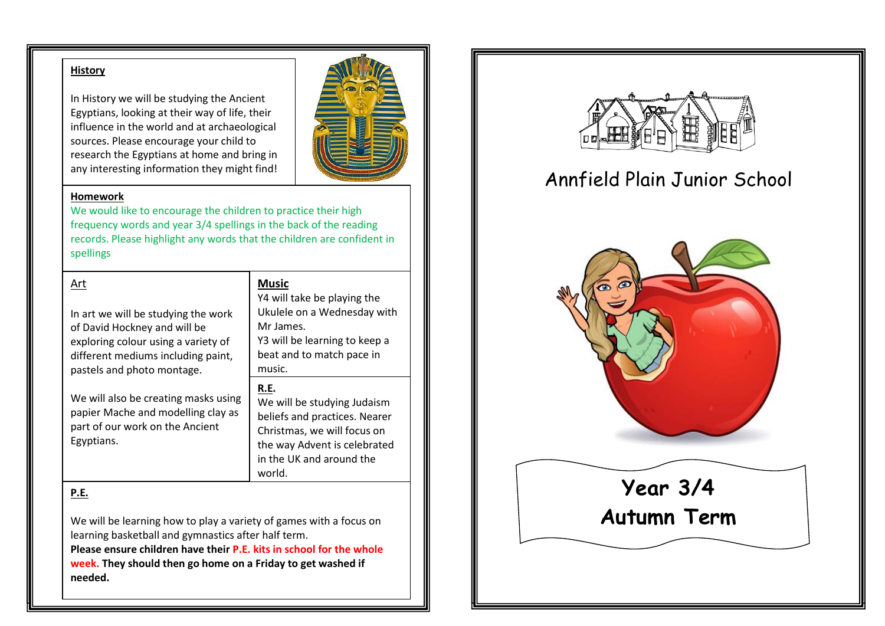## History

In History we will be studying the Ancient Egyptians, looking at their way of life, their influence in the world and at archaeological sources. Please encourage your child to research the Egyptians at home and bring in any interesting information they might find!

## Homework

We would like to encourage the children to practice their high frequency words and year 3/4 spellings in the back of the reading records. Please highlight any words that the children are confident in spellings

## Art

In art we will be studying the work of David Hockney and will be exploring colour using a variety of different mediums including paint, pastels and photo montage.

We will also be creating masks using papier Mache and modelling clay as part of our work on the Ancient Egyptians.

## Music

Y4 will take be playing the Ukulele on a Wednesday with Mr James.
Y3 will be learning to keep a beat and to match pace in music.

## R.E.

We will be studying Judaism beliefs and practices. Nearer Christmas, we will focus on the way Advent is celebrated in the UK and around the world.

## P.E.

We will be learning how to play a variety of games with a focus on learning basketball and gymnastics after half term.
**Please ensure children have their P.E. kits in school for the whole week. They should then go home on a Friday to get washed if needed.**

# Annfield Plain Junior School

# Year 3/4 Autumn Term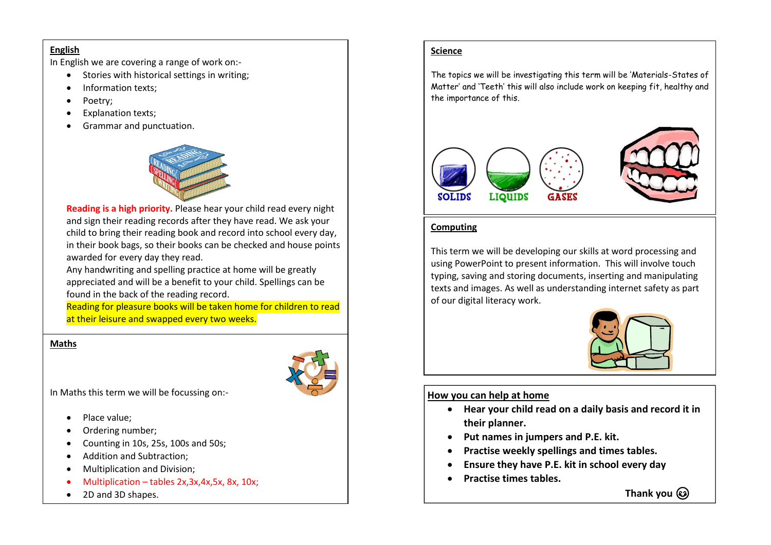## English

In English we are covering a range of work on:-

- Stories with historical settings in writing;
- Information texts;
- Poetry;
- Explanation texts;
- Grammar and punctuation.

**Reading is a high priority.** Please hear your child read every night and sign their reading records after they have read. We ask your child to bring their reading book and record into school every day, in their book bags, so their books can be checked and house points awarded for every day they read.

Any handwriting and spelling practice at home will be greatly appreciated and will be a benefit to your child. Spellings can be found in the back of the reading record.

Reading for pleasure books will be taken home for children to read at their leisure and swapped every two weeks.

## Maths

In Maths this term we will be focussing on:-

- Place value;
- Ordering number;
- Counting in 10s, 25s, 100s and 50s;
- Addition and Subtraction;
- Multiplication and Division;
- Multiplication – tables 2x,3x,4x,5x, 8x, 10x;
- 2D and 3D shapes.

## Science

The topics we will be investigating this term will be 'Materials-States of Matter' and 'Teeth' this will also include work on keeping fit, healthy and the importance of this.

SOLIDS LIQUIDS GASES

## Computing

This term we will be developing our skills at word processing and using PowerPoint to present information. This will involve touch typing, saving and storing documents, inserting and manipulating texts and images. As well as understanding internet safety as part of our digital literacy work.

## How you can help at home

- **Hear your child read on a daily basis and record it in their planner.**
- **Put names in jumpers and P.E. kit.**
- **Practise weekly spellings and times tables.**
- **Ensure they have P.E. kit in school every day**
- **Practise times tables.**

**Thank you** ☺